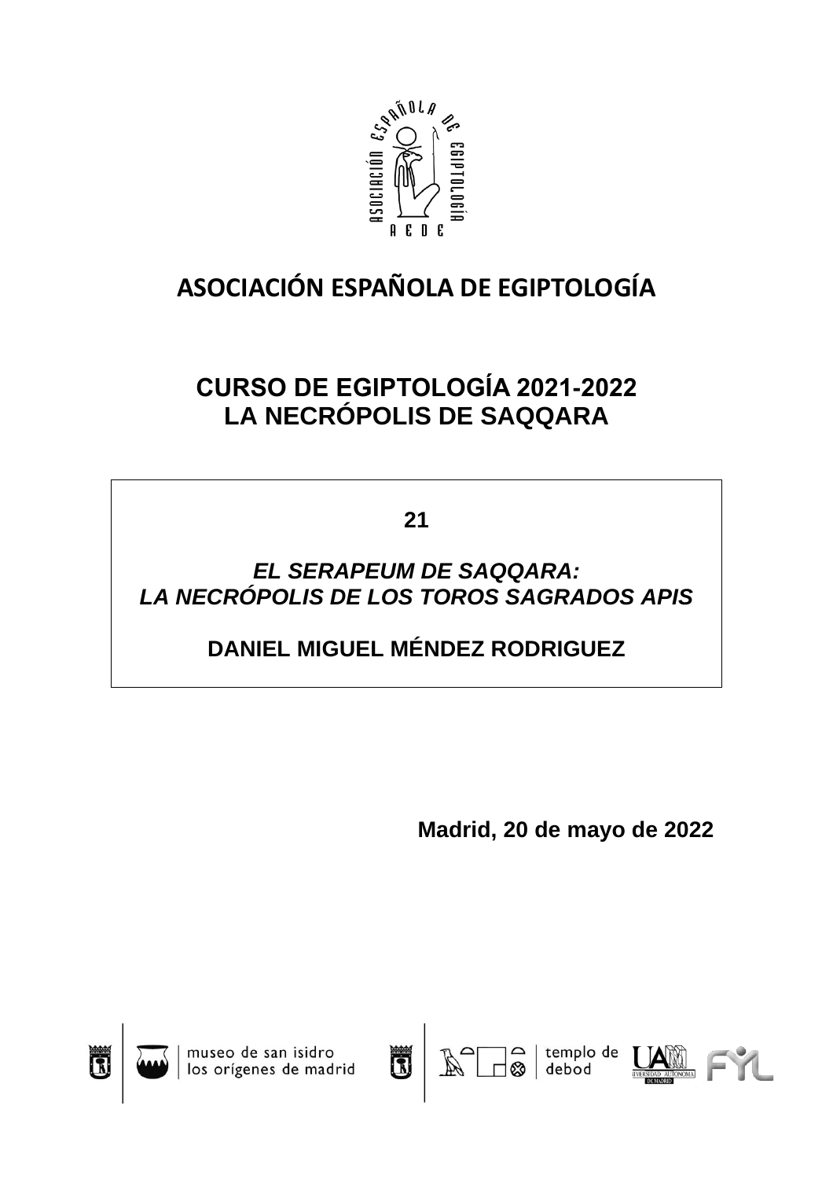# ASOCIACIÓN ESPAÑOLA DE EGIPTOLOGÍA

## CURSO DE EGIPTOLOGÍA 2021-2022
## LA NECRÓPOLIS DE SAQQARA

**21**

***EL SERAPEUM DE SAQQARA:***
***LA NECRÓPOLIS DE LOS TOROS SAGRADOS APIS***

**DANIEL MIGUEL MÉNDEZ RODRIGUEZ**

**Madrid, 20 de mayo de 2022**

museo de san isidro
los orígenes de madrid

templo de
debod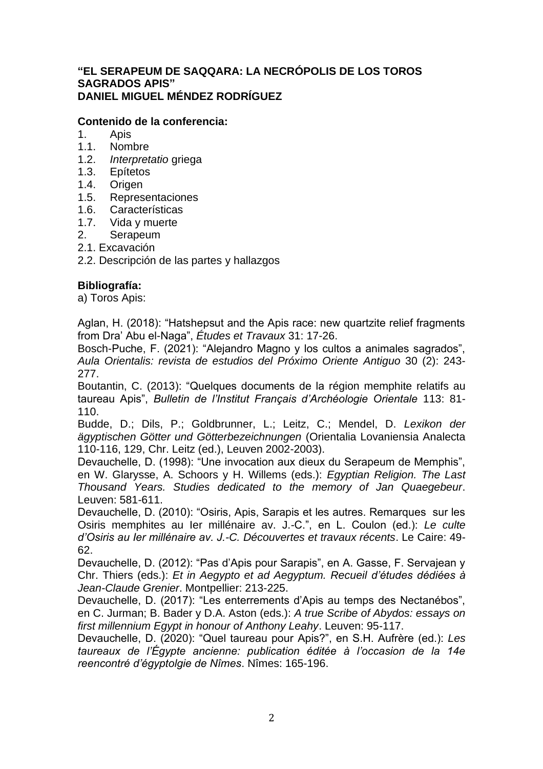**“EL SERAPEUM DE SAQQARA: LA NECRÓPOLIS DE LOS TOROS SAGRADOS APIS”**
**DANIEL MIGUEL MÉNDEZ RODRÍGUEZ**

**Contenido de la conferencia:**

1. Apis
1.1. Nombre
1.2. *Interpretatio* griega
1.3. Epítetos
1.4. Origen
1.5. Representaciones
1.6. Características
1.7. Vida y muerte
2. Serapeum
2.1. Excavación
2.2. Descripción de las partes y hallazgos

**Bibliografía:**

a) Toros Apis:

Aglan, H. (2018): “Hatshepsut and the Apis race: new quartzite relief fragments from Dra’ Abu el-Naga”, *Études et Travaux* 31: 17-26.

Bosch-Puche, F. (2021): “Alejandro Magno y los cultos a animales sagrados”, *Aula Orientalis: revista de estudios del Próximo Oriente Antiguo* 30 (2): 243-277.

Boutantin, C. (2013): “Quelques documents de la région memphite relatifs au taureau Apis”, *Bulletin de l’Institut Français d’Archéologie Orientale* 113: 81-110.

Budde, D.; Dils, P.; Goldbrunner, L.; Leitz, C.; Mendel, D. *Lexikon der ägyptischen Götter und Götterbezeichnungen* (Orientalia Lovaniensia Analecta 110-116, 129, Chr. Leitz (ed.), Leuven 2002-2003).

Devauchelle, D. (1998): “Une invocation aux dieux du Serapeum de Memphis”, en W. Glarysse, A. Schoors y H. Willems (eds.): *Egyptian Religion. The Last Thousand Years. Studies dedicated to the memory of Jan Quaegebeur*. Leuven: 581-611.

Devauchelle, D. (2010): “Osiris, Apis, Sarapis et les autres. Remarques sur les Osiris memphites au Ier millénaire av. J.-C.”, en L. Coulon (ed.): *Le culte d’Osiris au Ier millénaire av. J.-C. Découvertes et travaux récents*. Le Caire: 49-62.

Devauchelle, D. (2012): “Pas d’Apis pour Sarapis”, en A. Gasse, F. Servajean y Chr. Thiers (eds.): *Et in Aegypto et ad Aegyptum. Recueil d’études dédiées à Jean-Claude Grenier*. Montpellier: 213-225.

Devauchelle, D. (2017): “Les enterrements d’Apis au temps des Nectanébos”, en C. Jurman; B. Bader y D.A. Aston (eds.): *A true Scribe of Abydos: essays on first millennium Egypt in honour of Anthony Leahy*. Leuven: 95-117.

Devauchelle, D. (2020): “Quel taureau pour Apis?”, en S.H. Aufrère (ed.): *Les taureaux de l’Égypte ancienne: publication éditée à l’occasion de la 14e reencontré d’égyptolgie de Nîmes*. Nîmes: 165-196.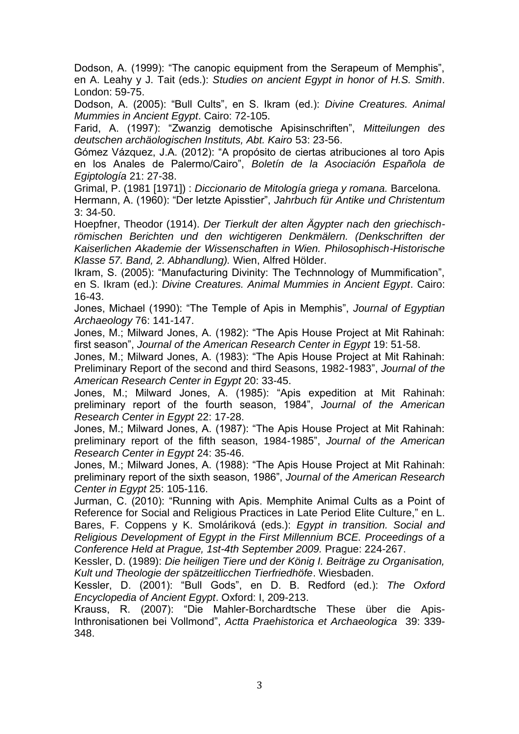Dodson, A. (1999): "The canopic equipment from the Serapeum of Memphis", en A. Leahy y J. Tait (eds.): *Studies on ancient Egypt in honor of H.S. Smith*. London: 59-75.

Dodson, A. (2005): "Bull Cults", en S. Ikram (ed.): *Divine Creatures. Animal Mummies in Ancient Egypt*. Cairo: 72-105.

Farid, A. (1997): "Zwanzig demotische Apisinschriften", *Mitteilungen des deutschen archäologischen Instituts, Abt. Kairo* 53: 23-56.

Gómez Vázquez, J.A. (2012): "A propósito de ciertas atribuciones al toro Apis en los Anales de Palermo/Cairo", *Boletín de la Asociación Española de Egiptología* 21: 27-38.

Grimal, P. (1981 [1971]) : *Diccionario de Mitología griega y romana.* Barcelona.

Hermann, A. (1960): "Der letzte Apisstier", *Jahrbuch für Antike und Christentum* 3: 34-50.

Hoepfner, Theodor (1914). *Der Tierkult der alten Ägypter nach den griechisch-römischen Berichten und den wichtigeren Denkmälern. (Denkschriften der Kaiserlichen Akademie der Wissenschaften in Wien. Philosophisch-Historische Klasse 57. Band, 2. Abhandlung).* Wien, Alfred Hölder.

Ikram, S. (2005): "Manufacturing Divinity: The Technnology of Mummification", en S. Ikram (ed.): *Divine Creatures. Animal Mummies in Ancient Egypt*. Cairo: 16-43.

Jones, Michael (1990): "The Temple of Apis in Memphis", *Journal of Egyptian Archaeology* 76: 141-147.

Jones, M.; Milward Jones, A. (1982): "The Apis House Project at Mit Rahinah: first season", *Journal of the American Research Center in Egypt* 19: 51-58.

Jones, M.; Milward Jones, A. (1983): "The Apis House Project at Mit Rahinah: Preliminary Report of the second and third Seasons, 1982-1983", *Journal of the American Research Center in Egypt* 20: 33-45.

Jones, M.; Milward Jones, A. (1985): "Apis expedition at Mit Rahinah: preliminary report of the fourth season, 1984", *Journal of the American Research Center in Egypt* 22: 17-28.

Jones, M.; Milward Jones, A. (1987): "The Apis House Project at Mit Rahinah: preliminary report of the fifth season, 1984-1985", *Journal of the American Research Center in Egypt* 24: 35-46.

Jones, M.; Milward Jones, A. (1988): "The Apis House Project at Mit Rahinah: preliminary report of the sixth season, 1986", *Journal of the American Research Center in Egypt* 25: 105-116.

Jurman, C. (2010): "Running with Apis. Memphite Animal Cults as a Point of Reference for Social and Religious Practices in Late Period Elite Culture," en L. Bares, F. Coppens y K. Smoláriková (eds.): *Egypt in transition. Social and Religious Development of Egypt in the First Millennium BCE. Proceedings of a Conference Held at Prague, 1st-4th September 2009.* Prague: 224-267.

Kessler, D. (1989): *Die heiligen Tiere und der König I. Beiträge zu Organisation, Kult und Theologie der spätzeitlicchen Tierfriedhöfe*. Wiesbaden.

Kessler, D. (2001): "Bull Gods", en D. B. Redford (ed.): *The Oxford Encyclopedia of Ancient Egypt*. Oxford: I, 209-213.

Krauss, R. (2007): "Die Mahler-Borchardtsche These über die Apis-Inthronisationen bei Vollmond", *Actta Praehistorica et Archaeologica* 39: 339-348.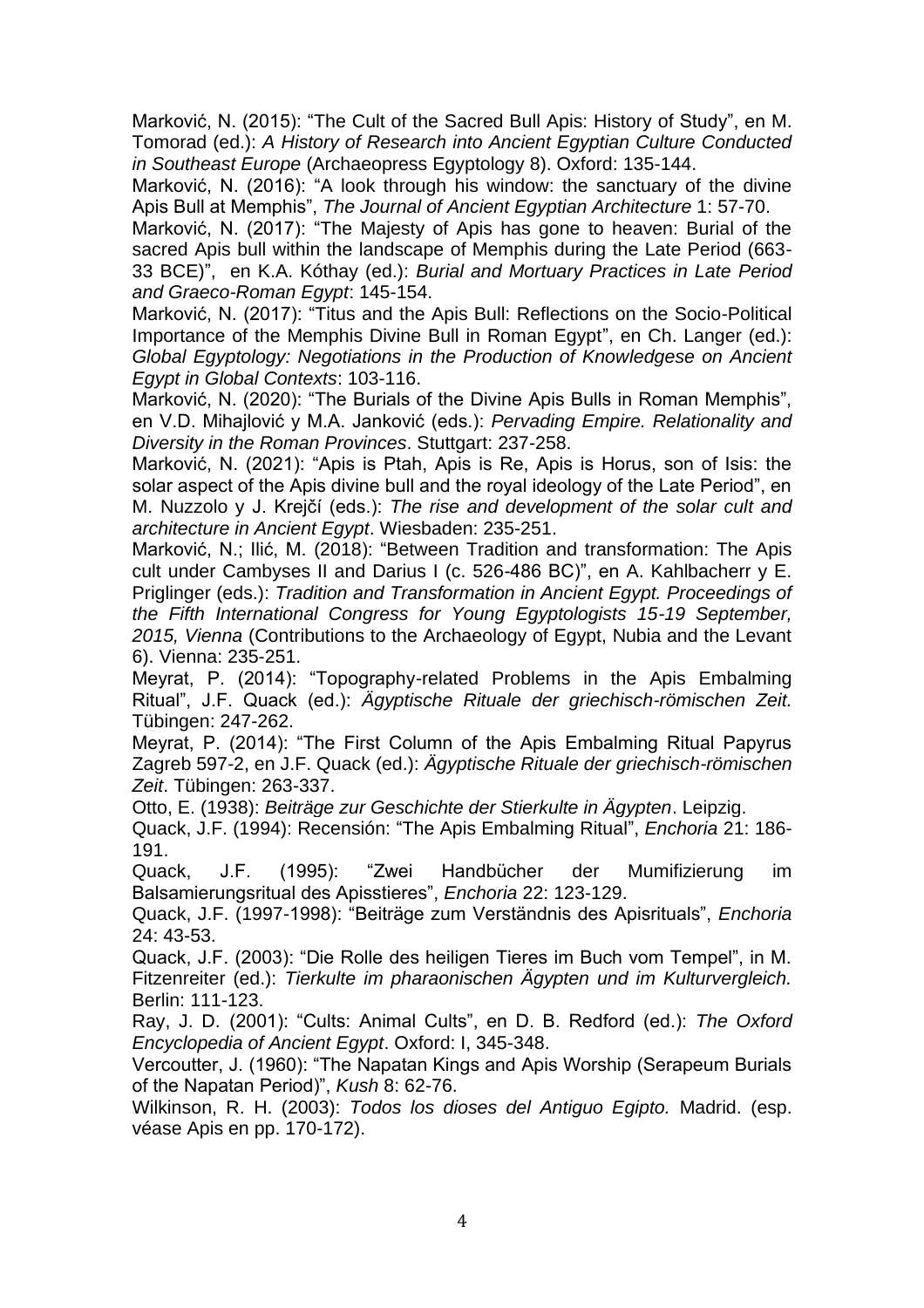Marković, N. (2015): "The Cult of the Sacred Bull Apis: History of Study", en M. Tomorad (ed.): *A History of Research into Ancient Egyptian Culture Conducted in Southeast Europe* (Archaeopress Egyptology 8). Oxford: 135-144.

Marković, N. (2016): "A look through his window: the sanctuary of the divine Apis Bull at Memphis", *The Journal of Ancient Egyptian Architecture* 1: 57-70.

Marković, N. (2017): "The Majesty of Apis has gone to heaven: Burial of the sacred Apis bull within the landscape of Memphis during the Late Period (663-33 BCE)", en K.A. Kóthay (ed.): *Burial and Mortuary Practices in Late Period and Graeco-Roman Egypt*: 145-154.

Marković, N. (2017): "Titus and the Apis Bull: Reflections on the Socio-Political Importance of the Memphis Divine Bull in Roman Egypt", en Ch. Langer (ed.): *Global Egyptology: Negotiations in the Production of Knowledgese on Ancient Egypt in Global Contexts*: 103-116.

Marković, N. (2020): "The Burials of the Divine Apis Bulls in Roman Memphis", en V.D. Mihajlović y M.A. Janković (eds.): *Pervading Empire. Relationality and Diversity in the Roman Provinces*. Stuttgart: 237-258.

Marković, N. (2021): "Apis is Ptah, Apis is Re, Apis is Horus, son of Isis: the solar aspect of the Apis divine bull and the royal ideology of the Late Period", en M. Nuzzolo y J. Krejčí (eds.): *The rise and development of the solar cult and architecture in Ancient Egypt*. Wiesbaden: 235-251.

Marković, N.; Ilić, M. (2018): "Between Tradition and transformation: The Apis cult under Cambyses II and Darius I (c. 526-486 BC)", en A. Kahlbacherr y E. Priglinger (eds.): *Tradition and Transformation in Ancient Egypt. Proceedings of the Fifth International Congress for Young Egyptologists 15-19 September, 2015, Vienna* (Contributions to the Archaeology of Egypt, Nubia and the Levant 6). Vienna: 235-251.

Meyrat, P. (2014): "Topography-related Problems in the Apis Embalming Ritual", J.F. Quack (ed.): *Ägyptische Rituale der griechisch-römischen Zeit.* Tübingen: 247-262.

Meyrat, P. (2014): "The First Column of the Apis Embalming Ritual Papyrus Zagreb 597-2, en J.F. Quack (ed.): *Ägyptische Rituale der griechisch-römischen Zeit*. Tübingen: 263-337.

Otto, E. (1938): *Beiträge zur Geschichte der Stierkulte in Ägypten*. Leipzig.

Quack, J.F. (1994): Recensión: "The Apis Embalming Ritual", *Enchoria* 21: 186-191.

Quack, J.F. (1995): "Zwei Handbücher der Mumifizierung im Balsamierungsritual des Apisstieres", *Enchoria* 22: 123-129.

Quack, J.F. (1997-1998): "Beiträge zum Verständnis des Apisrituals", *Enchoria* 24: 43-53.

Quack, J.F. (2003): "Die Rolle des heiligen Tieres im Buch vom Tempel", in M. Fitzenreiter (ed.): *Tierkulte im pharaonischen Ägypten und im Kulturvergleich.* Berlin: 111-123.

Ray, J. D. (2001): "Cults: Animal Cults", en D. B. Redford (ed.): *The Oxford Encyclopedia of Ancient Egypt*. Oxford: I, 345-348.

Vercoutter, J. (1960): "The Napatan Kings and Apis Worship (Serapeum Burials of the Napatan Period)", *Kush* 8: 62-76.

Wilkinson, R. H. (2003): *Todos los dioses del Antiguo Egipto.* Madrid. (esp. véase Apis en pp. 170-172).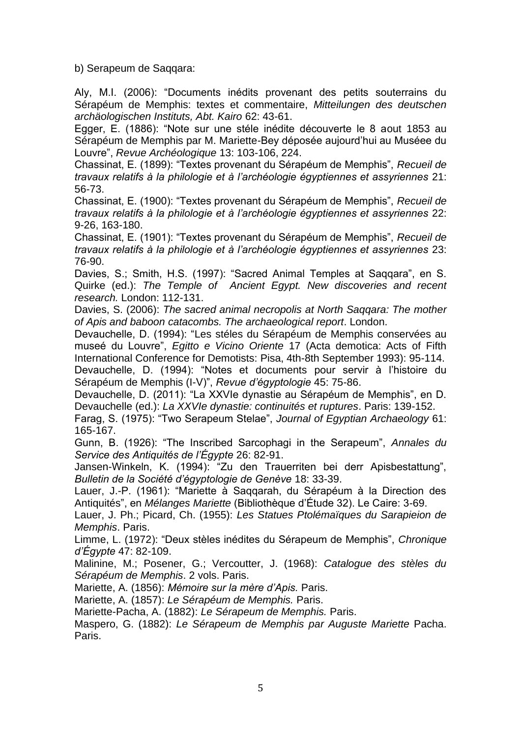b) Serapeum de Saqqara:

Aly, M.I. (2006): "Documents inédits provenant des petits souterrains du Sérápéum de Memphis: textes et commentaire, *Mitteilungen des deutschen archäologischen Instituts, Abt. Kairo* 62: 43-61.

Egger, E. (1886): "Note sur une stéle inédite découverte le 8 aout 1853 au Sérápéum de Memphis par M. Mariette-Bey déposée aujourd'hui au Musée du Louvre", *Revue Archéologique* 13: 103-106, 224.

Chassinat, E. (1899): "Textes provenant du Sérápéum de Memphis", *Recueil de travaux relatifs à la philologie et à l'archéologie égyptiennes et assyriennes* 21: 56-73.

Chassinat, E. (1900): "Textes provenant du Sérápéum de Memphis", *Recueil de travaux relatifs à la philologie et à l'archéologie égyptiennes et assyriennes* 22: 9-26, 163-180.

Chassinat, E. (1901): "Textes provenant du Sérápéum de Memphis", *Recueil de travaux relatifs à la philologie et à l'archéologie égyptiennes et assyriennes* 23: 76-90.

Davies, S.; Smith, H.S. (1997): "Sacred Animal Temples at Saqqara", en S. Quirke (ed.): *The Temple of Ancient Egypt. New discoveries and recent research.* London: 112-131.

Davies, S. (2006): *The sacred animal necropolis at North Saqqara: The mother of Apis and baboon catacombs. The archaeological report*. London.

Devauchelle, D. (1994): "Les stéles du Sérápéum de Memphis conservées au museé du Louvre", *Egitto e Vicino Oriente* 17 (Acta demotica: Acts of Fifth International Conference for Demotists: Pisa, 4th-8th September 1993): 95-114.

Devauchelle, D. (1994): "Notes et documents pour servir à l'histoire du Sérápéum de Memphis (I-V)", *Revue d'égyptologie* 45: 75-86.

Devauchelle, D. (2011): "La XXVIe dynastie au Sérápéum de Memphis", en D. Devauchelle (ed.): *La XXVIe dynastie: continuités et ruptures*. Paris: 139-152.

Farag, S. (1975): "Two Serapeum Stelae", *Journal of Egyptian Archaeology* 61: 165-167.

Gunn, B. (1926): "The Inscribed Sarcophagi in the Serapeum", *Annales du Service des Antiquités de l'Égypte* 26: 82-91.

Jansen-Winkeln, K. (1994): "Zu den Trauerriten bei derr Apisbestattung", *Bulletin de la Société d'égyptologie de Genève* 18: 33-39.

Lauer, J.-P. (1961): "Mariette à Saqqarah, du Sérápéum à la Direction des Antiquités", en *Mélanges Mariette* (Bibliothèque d'Étude 32). Le Caire: 3-69.

Lauer, J. Ph.; Picard, Ch. (1955): *Les Statues Ptolémaïques du Sarapieion de Memphis*. Paris.

Limme, L. (1972): "Deux stèles inédites du Sérapeum de Memphis", *Chronique d'Égypte* 47: 82-109.

Malinine, M.; Posener, G.; Vercoutter, J. (1968): *Catalogue des stèles du Sérápéum de Memphis*. 2 vols. Paris.

Mariette, A. (1856): *Mémoire sur la mère d'Apis.* Paris.

Mariette, A. (1857): *Le Sérápéum de Memphis.* Paris.

Mariette-Pacha, A. (1882): *Le Sérapeum de Memphis.* Paris.

Maspero, G. (1882): *Le Sérapeum de Memphis par Auguste Mariette* Pacha. Paris.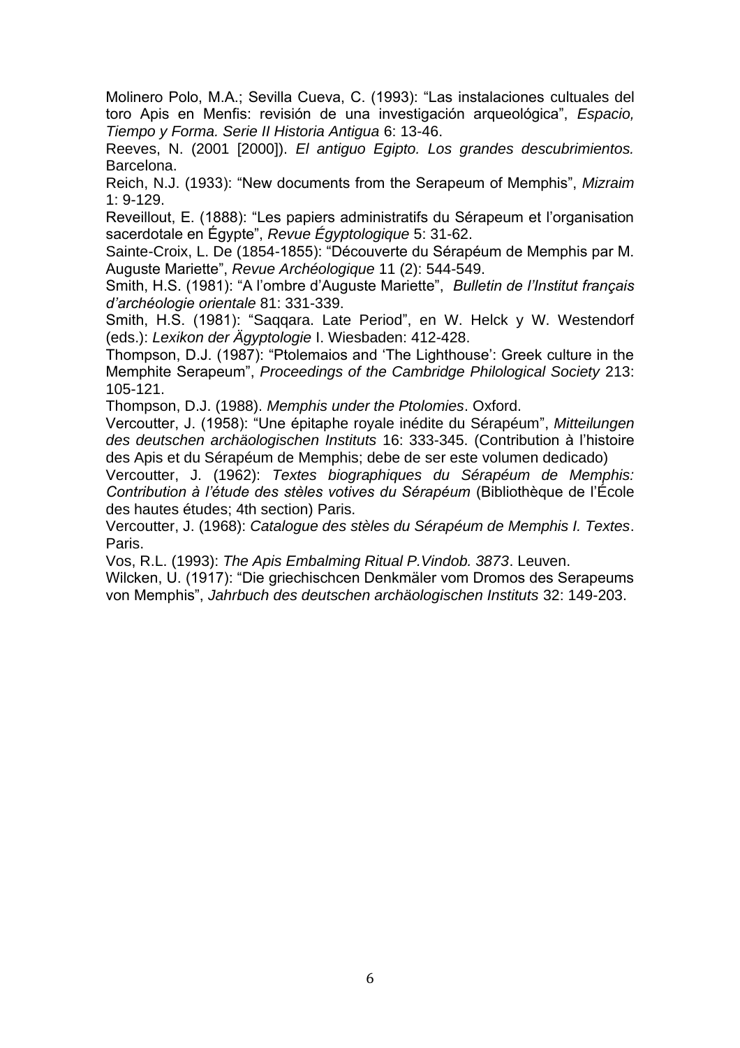Molinero Polo, M.A.; Sevilla Cueva, C. (1993): "Las instalaciones cultuales del toro Apis en Menfis: revisión de una investigación arqueológica", *Espacio, Tiempo y Forma. Serie II Historia Antigua* 6: 13-46.

Reeves, N. (2001 [2000]). *El antiguo Egipto. Los grandes descubrimientos.* Barcelona.

Reich, N.J. (1933): "New documents from the Serapeum of Memphis", *Mizraim* 1: 9-129.

Reveillout, E. (1888): "Les papiers administratifs du Sérapeum et l'organisation sacerdotale en Égypte", *Revue Égyptologique* 5: 31-62.

Sainte-Croix, L. De (1854-1855): "Découverte du Sérapéum de Memphis par M. Auguste Mariette", *Revue Archéologique* 11 (2): 544-549.

Smith, H.S. (1981): "A l'ombre d'Auguste Mariette", *Bulletin de l'Institut français d'archéologie orientale* 81: 331-339.

Smith, H.S. (1981): "Saqqara. Late Period", en W. Helck y W. Westendorf (eds.): *Lexikon der Ägyptologie* I. Wiesbaden: 412-428.

Thompson, D.J. (1987): "Ptolemaios and 'The Lighthouse': Greek culture in the Memphite Serapeum", *Proceedings of the Cambridge Philological Society* 213: 105-121.

Thompson, D.J. (1988). *Memphis under the Ptolomies*. Oxford.

Vercoutter, J. (1958): "Une épitaphe royale inédite du Sérapéum", *Mitteilungen des deutschen archäologischen Instituts* 16: 333-345. (Contribution à l'histoire des Apis et du Sérapéum de Memphis; debe de ser este volumen dedicado)

Vercoutter, J. (1962): *Textes biographiques du Sérapéum de Memphis: Contribution à l'étude des stèles votives du Sérapéum* (Bibliothèque de l'École des hautes études; 4th section) Paris.

Vercoutter, J. (1968): *Catalogue des stèles du Sérapéum de Memphis I. Textes*. Paris.

Vos, R.L. (1993): *The Apis Embalming Ritual P.Vindob. 3873*. Leuven.

Wilcken, U. (1917): "Die griechischcen Denkmäler vom Dromos des Serapeums von Memphis", *Jahrbuch des deutschen archäologischen Instituts* 32: 149-203.